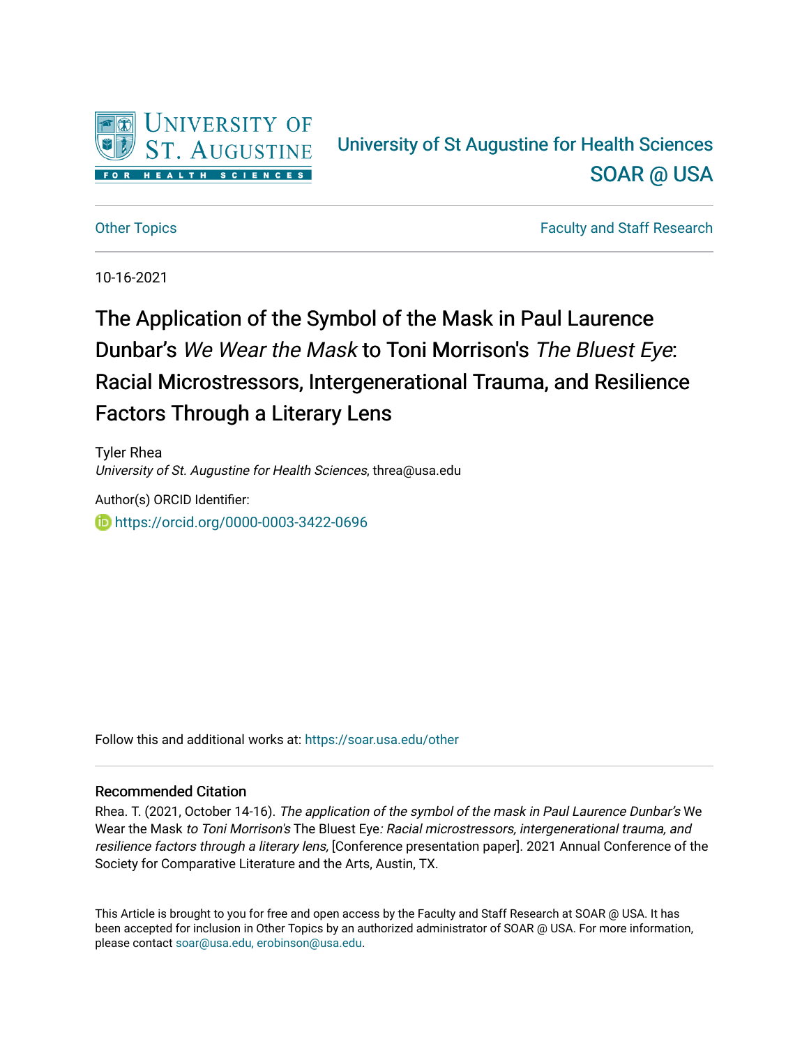University of St Augustine for Health Sciences

SOAR @ USA

Other Topics

Faculty and Staff Research

10-16-2021

# The Application of the Symbol of the Mask in Paul Laurence Dunbar's *We Wear the Mask* to Toni Morrison's *The Bluest Eye*: Racial Microstressors, Intergenerational Trauma, and Resilience Factors Through a Literary Lens

Tyler Rhea
*University of St. Augustine for Health Sciences*, threa@usa.edu

Author(s) ORCID Identifier:
https://orcid.org/0000-0003-3422-0696

Follow this and additional works at: https://soar.usa.edu/other

## Recommended Citation

Rhea. T. (2021, October 14-16). *The application of the symbol of the mask in Paul Laurence Dunbar's* We Wear the Mask *to Toni Morrison's* The Bluest Eye*: Racial microstressors, intergenerational trauma, and resilience factors through a literary lens,* [Conference presentation paper]. 2021 Annual Conference of the Society for Comparative Literature and the Arts, Austin, TX.

This Article is brought to you for free and open access by the Faculty and Staff Research at SOAR @ USA. It has been accepted for inclusion in Other Topics by an authorized administrator of SOAR @ USA. For more information, please contact soar@usa.edu, erobinson@usa.edu.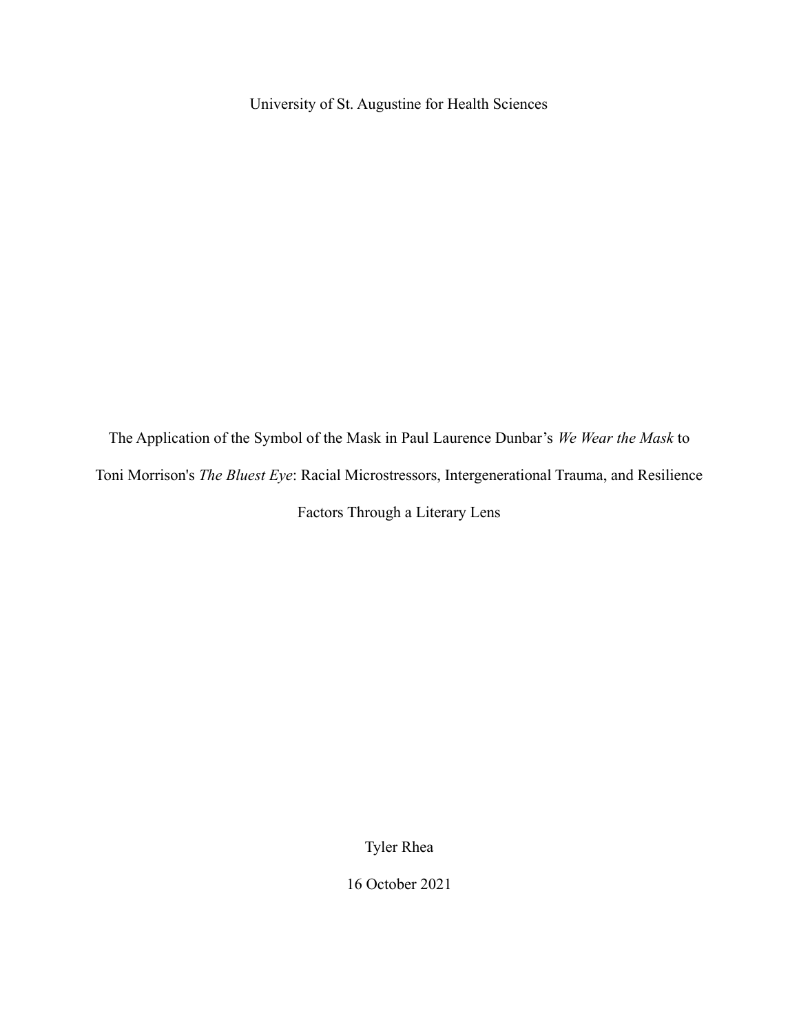University of St. Augustine for Health Sciences

The Application of the Symbol of the Mask in Paul Laurence Dunbar's *We Wear the Mask* to Toni Morrison's *The Bluest Eye*: Racial Microstressors, Intergenerational Trauma, and Resilience Factors Through a Literary Lens

Tyler Rhea

16 October 2021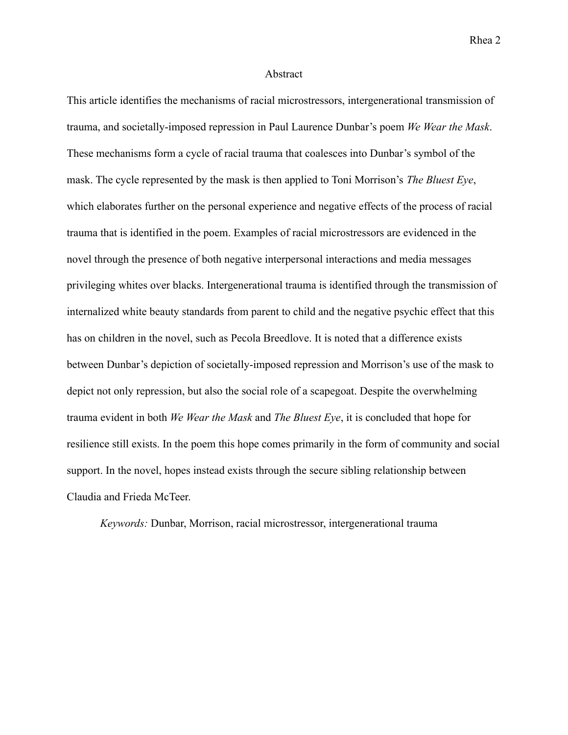## Abstract

This article identifies the mechanisms of racial microstressors, intergenerational transmission of trauma, and societally-imposed repression in Paul Laurence Dunbar's poem *We Wear the Mask*. These mechanisms form a cycle of racial trauma that coalesces into Dunbar's symbol of the mask. The cycle represented by the mask is then applied to Toni Morrison's *The Bluest Eye*, which elaborates further on the personal experience and negative effects of the process of racial trauma that is identified in the poem. Examples of racial microstressors are evidenced in the novel through the presence of both negative interpersonal interactions and media messages privileging whites over blacks. Intergenerational trauma is identified through the transmission of internalized white beauty standards from parent to child and the negative psychic effect that this has on children in the novel, such as Pecola Breedlove. It is noted that a difference exists between Dunbar's depiction of societally-imposed repression and Morrison's use of the mask to depict not only repression, but also the social role of a scapegoat. Despite the overwhelming trauma evident in both *We Wear the Mask* and *The Bluest Eye*, it is concluded that hope for resilience still exists. In the poem this hope comes primarily in the form of community and social support. In the novel, hopes instead exists through the secure sibling relationship between Claudia and Frieda McTeer.

*Keywords:* Dunbar, Morrison, racial microstressor, intergenerational trauma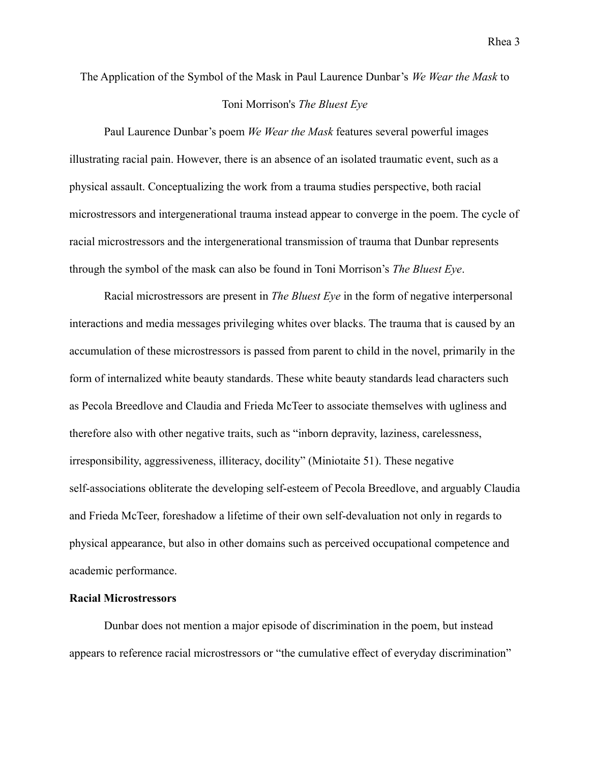The Application of the Symbol of the Mask in Paul Laurence Dunbar's *We Wear the Mask* to Toni Morrison's *The Bluest Eye*

Paul Laurence Dunbar's poem *We Wear the Mask* features several powerful images illustrating racial pain. However, there is an absence of an isolated traumatic event, such as a physical assault. Conceptualizing the work from a trauma studies perspective, both racial microstressors and intergenerational trauma instead appear to converge in the poem. The cycle of racial microstressors and the intergenerational transmission of trauma that Dunbar represents through the symbol of the mask can also be found in Toni Morrison's *The Bluest Eye*.

Racial microstressors are present in *The Bluest Eye* in the form of negative interpersonal interactions and media messages privileging whites over blacks. The trauma that is caused by an accumulation of these microstressors is passed from parent to child in the novel, primarily in the form of internalized white beauty standards. These white beauty standards lead characters such as Pecola Breedlove and Claudia and Frieda McTeer to associate themselves with ugliness and therefore also with other negative traits, such as "inborn depravity, laziness, carelessness, irresponsibility, aggressiveness, illiteracy, docility" (Miniotaite 51). These negative self-associations obliterate the developing self-esteem of Pecola Breedlove, and arguably Claudia and Frieda McTeer, foreshadow a lifetime of their own self-devaluation not only in regards to physical appearance, but also in other domains such as perceived occupational competence and academic performance.

**Racial Microstressors**

Dunbar does not mention a major episode of discrimination in the poem, but instead appears to reference racial microstressors or "the cumulative effect of everyday discrimination"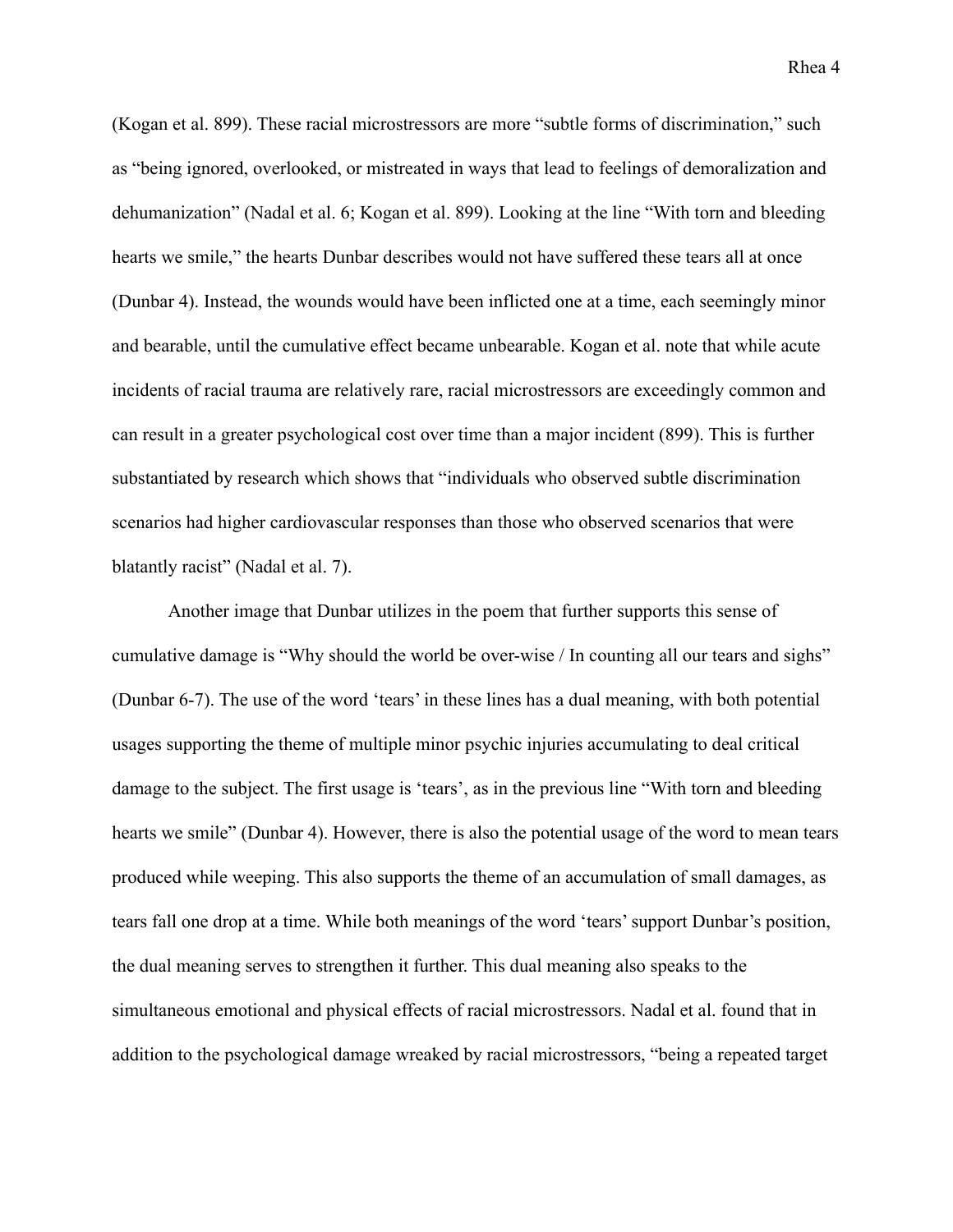(Kogan et al. 899). These racial microstressors are more "subtle forms of discrimination," such as "being ignored, overlooked, or mistreated in ways that lead to feelings of demoralization and dehumanization" (Nadal et al. 6; Kogan et al. 899). Looking at the line "With torn and bleeding hearts we smile," the hearts Dunbar describes would not have suffered these tears all at once (Dunbar 4). Instead, the wounds would have been inflicted one at a time, each seemingly minor and bearable, until the cumulative effect became unbearable. Kogan et al. note that while acute incidents of racial trauma are relatively rare, racial microstressors are exceedingly common and can result in a greater psychological cost over time than a major incident (899). This is further substantiated by research which shows that "individuals who observed subtle discrimination scenarios had higher cardiovascular responses than those who observed scenarios that were blatantly racist" (Nadal et al. 7).

Another image that Dunbar utilizes in the poem that further supports this sense of cumulative damage is "Why should the world be over-wise / In counting all our tears and sighs" (Dunbar 6-7). The use of the word 'tears' in these lines has a dual meaning, with both potential usages supporting the theme of multiple minor psychic injuries accumulating to deal critical damage to the subject. The first usage is 'tears', as in the previous line "With torn and bleeding hearts we smile" (Dunbar 4). However, there is also the potential usage of the word to mean tears produced while weeping. This also supports the theme of an accumulation of small damages, as tears fall one drop at a time. While both meanings of the word 'tears' support Dunbar's position, the dual meaning serves to strengthen it further. This dual meaning also speaks to the simultaneous emotional and physical effects of racial microstressors. Nadal et al. found that in addition to the psychological damage wreaked by racial microstressors, "being a repeated target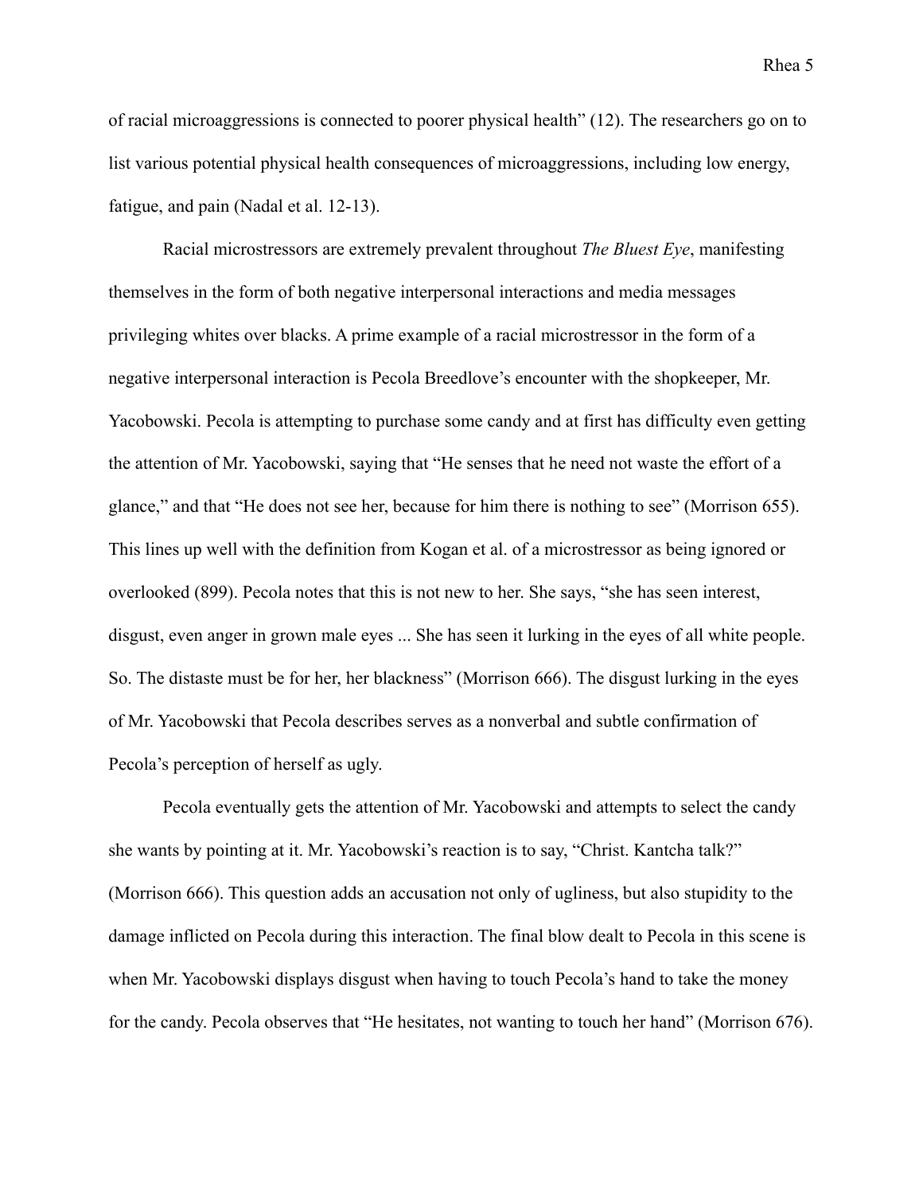of racial microaggressions is connected to poorer physical health" (12). The researchers go on to list various potential physical health consequences of microaggressions, including low energy, fatigue, and pain (Nadal et al. 12-13).

Racial microstressors are extremely prevalent throughout *The Bluest Eye*, manifesting themselves in the form of both negative interpersonal interactions and media messages privileging whites over blacks. A prime example of a racial microstressor in the form of a negative interpersonal interaction is Pecola Breedlove's encounter with the shopkeeper, Mr. Yacobowski. Pecola is attempting to purchase some candy and at first has difficulty even getting the attention of Mr. Yacobowski, saying that "He senses that he need not waste the effort of a glance," and that "He does not see her, because for him there is nothing to see" (Morrison 655). This lines up well with the definition from Kogan et al. of a microstressor as being ignored or overlooked (899). Pecola notes that this is not new to her. She says, "she has seen interest, disgust, even anger in grown male eyes ... She has seen it lurking in the eyes of all white people. So. The distaste must be for her, her blackness" (Morrison 666). The disgust lurking in the eyes of Mr. Yacobowski that Pecola describes serves as a nonverbal and subtle confirmation of Pecola's perception of herself as ugly.

Pecola eventually gets the attention of Mr. Yacobowski and attempts to select the candy she wants by pointing at it. Mr. Yacobowski's reaction is to say, "Christ. Kantcha talk?" (Morrison 666). This question adds an accusation not only of ugliness, but also stupidity to the damage inflicted on Pecola during this interaction. The final blow dealt to Pecola in this scene is when Mr. Yacobowski displays disgust when having to touch Pecola's hand to take the money for the candy. Pecola observes that "He hesitates, not wanting to touch her hand" (Morrison 676).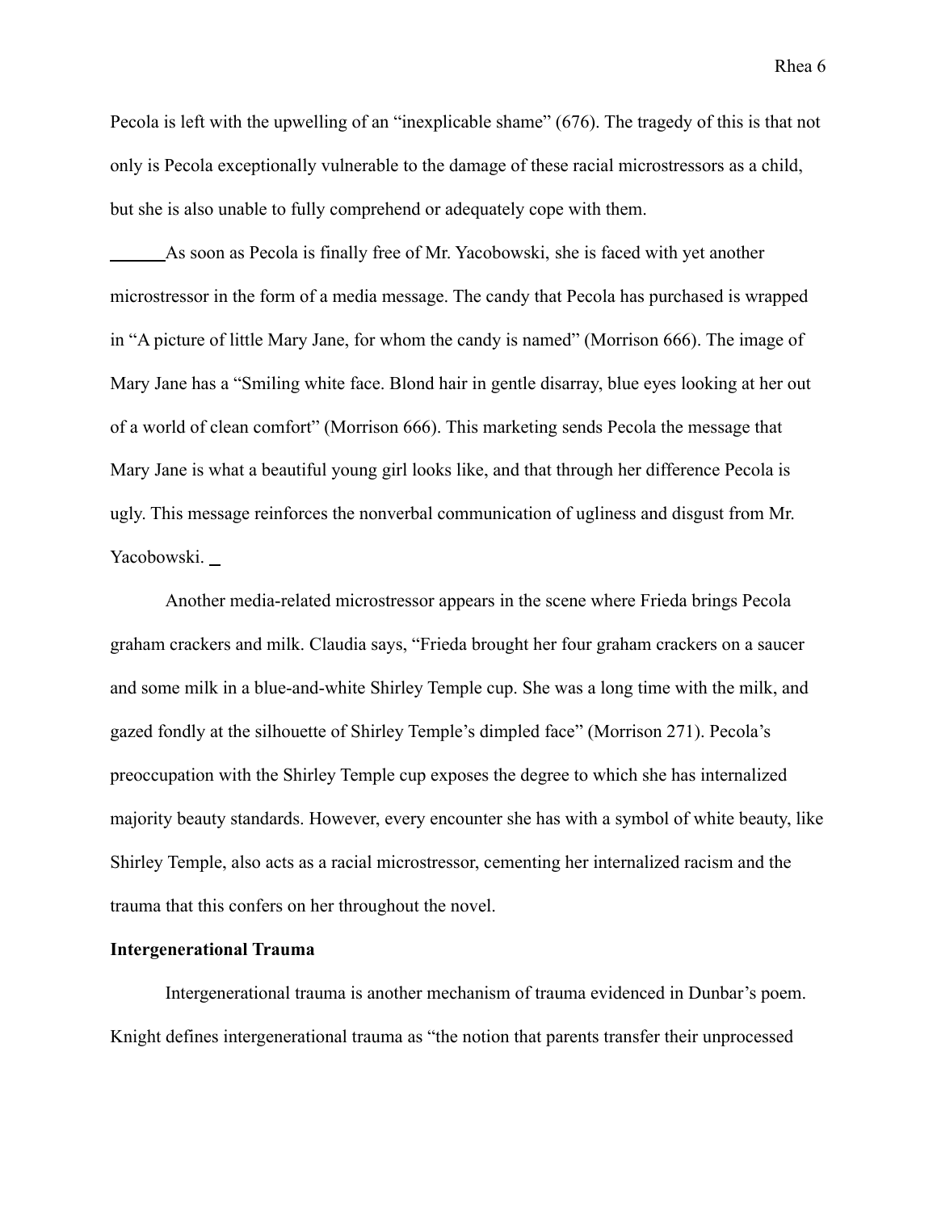Pecola is left with the upwelling of an "inexplicable shame" (676). The tragedy of this is that not only is Pecola exceptionally vulnerable to the damage of these racial microstressors as a child, but she is also unable to fully comprehend or adequately cope with them.

As soon as Pecola is finally free of Mr. Yacobowski, she is faced with yet another microstressor in the form of a media message. The candy that Pecola has purchased is wrapped in "A picture of little Mary Jane, for whom the candy is named" (Morrison 666). The image of Mary Jane has a "Smiling white face. Blond hair in gentle disarray, blue eyes looking at her out of a world of clean comfort" (Morrison 666). This marketing sends Pecola the message that Mary Jane is what a beautiful young girl looks like, and that through her difference Pecola is ugly. This message reinforces the nonverbal communication of ugliness and disgust from Mr. Yacobowski.

Another media-related microstressor appears in the scene where Frieda brings Pecola graham crackers and milk. Claudia says, "Frieda brought her four graham crackers on a saucer and some milk in a blue-and-white Shirley Temple cup. She was a long time with the milk, and gazed fondly at the silhouette of Shirley Temple's dimpled face" (Morrison 271). Pecola's preoccupation with the Shirley Temple cup exposes the degree to which she has internalized majority beauty standards. However, every encounter she has with a symbol of white beauty, like Shirley Temple, also acts as a racial microstressor, cementing her internalized racism and the trauma that this confers on her throughout the novel.

**Intergenerational Trauma**

Intergenerational trauma is another mechanism of trauma evidenced in Dunbar's poem. Knight defines intergenerational trauma as "the notion that parents transfer their unprocessed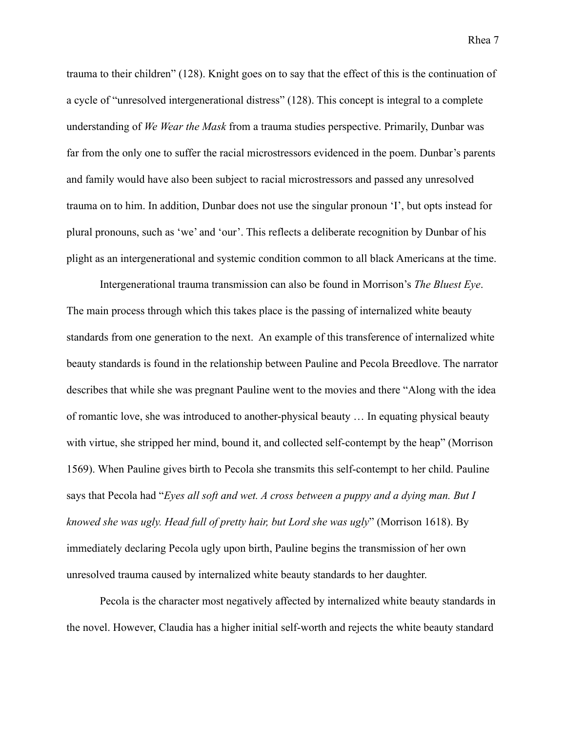trauma to their children" (128). Knight goes on to say that the effect of this is the continuation of a cycle of "unresolved intergenerational distress" (128). This concept is integral to a complete understanding of *We Wear the Mask* from a trauma studies perspective. Primarily, Dunbar was far from the only one to suffer the racial microstressors evidenced in the poem. Dunbar's parents and family would have also been subject to racial microstressors and passed any unresolved trauma on to him. In addition, Dunbar does not use the singular pronoun 'I', but opts instead for plural pronouns, such as 'we' and 'our'. This reflects a deliberate recognition by Dunbar of his plight as an intergenerational and systemic condition common to all black Americans at the time.

Intergenerational trauma transmission can also be found in Morrison's *The Bluest Eye*. The main process through which this takes place is the passing of internalized white beauty standards from one generation to the next. An example of this transference of internalized white beauty standards is found in the relationship between Pauline and Pecola Breedlove. The narrator describes that while she was pregnant Pauline went to the movies and there "Along with the idea of romantic love, she was introduced to another-physical beauty … In equating physical beauty with virtue, she stripped her mind, bound it, and collected self-contempt by the heap" (Morrison 1569). When Pauline gives birth to Pecola she transmits this self-contempt to her child. Pauline says that Pecola had "*Eyes all soft and wet. A cross between a puppy and a dying man. But I knowed she was ugly. Head full of pretty hair, but Lord she was ugly*" (Morrison 1618). By immediately declaring Pecola ugly upon birth, Pauline begins the transmission of her own unresolved trauma caused by internalized white beauty standards to her daughter.

Pecola is the character most negatively affected by internalized white beauty standards in the novel. However, Claudia has a higher initial self-worth and rejects the white beauty standard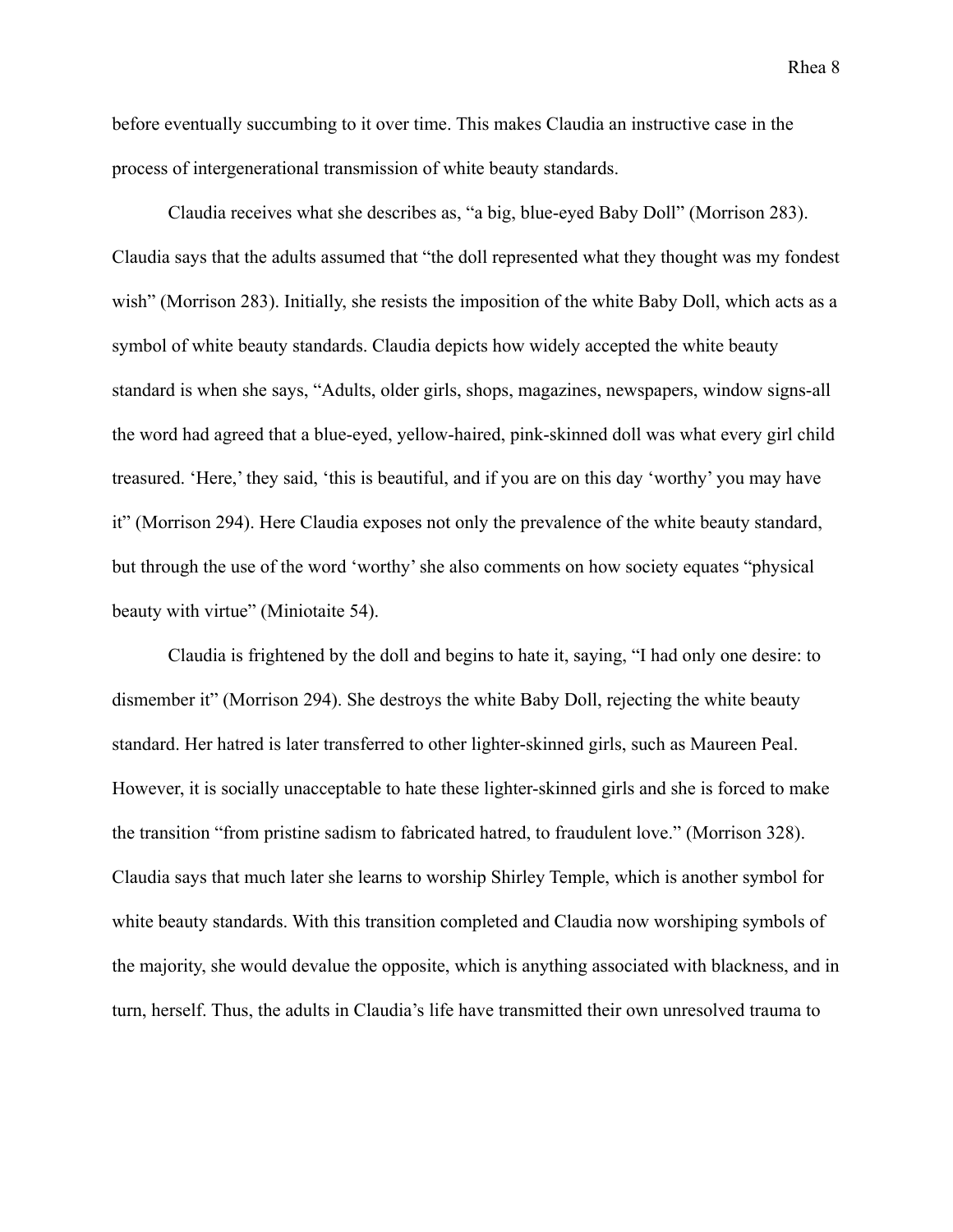before eventually succumbing to it over time. This makes Claudia an instructive case in the process of intergenerational transmission of white beauty standards.

Claudia receives what she describes as, "a big, blue-eyed Baby Doll" (Morrison 283). Claudia says that the adults assumed that "the doll represented what they thought was my fondest wish" (Morrison 283). Initially, she resists the imposition of the white Baby Doll, which acts as a symbol of white beauty standards. Claudia depicts how widely accepted the white beauty standard is when she says, "Adults, older girls, shops, magazines, newspapers, window signs-all the word had agreed that a blue-eyed, yellow-haired, pink-skinned doll was what every girl child treasured. 'Here,' they said, 'this is beautiful, and if you are on this day 'worthy' you may have it" (Morrison 294). Here Claudia exposes not only the prevalence of the white beauty standard, but through the use of the word 'worthy' she also comments on how society equates "physical beauty with virtue" (Miniotaite 54).

Claudia is frightened by the doll and begins to hate it, saying, "I had only one desire: to dismember it" (Morrison 294). She destroys the white Baby Doll, rejecting the white beauty standard. Her hatred is later transferred to other lighter-skinned girls, such as Maureen Peal. However, it is socially unacceptable to hate these lighter-skinned girls and she is forced to make the transition "from pristine sadism to fabricated hatred, to fraudulent love." (Morrison 328). Claudia says that much later she learns to worship Shirley Temple, which is another symbol for white beauty standards. With this transition completed and Claudia now worshiping symbols of the majority, she would devalue the opposite, which is anything associated with blackness, and in turn, herself. Thus, the adults in Claudia's life have transmitted their own unresolved trauma to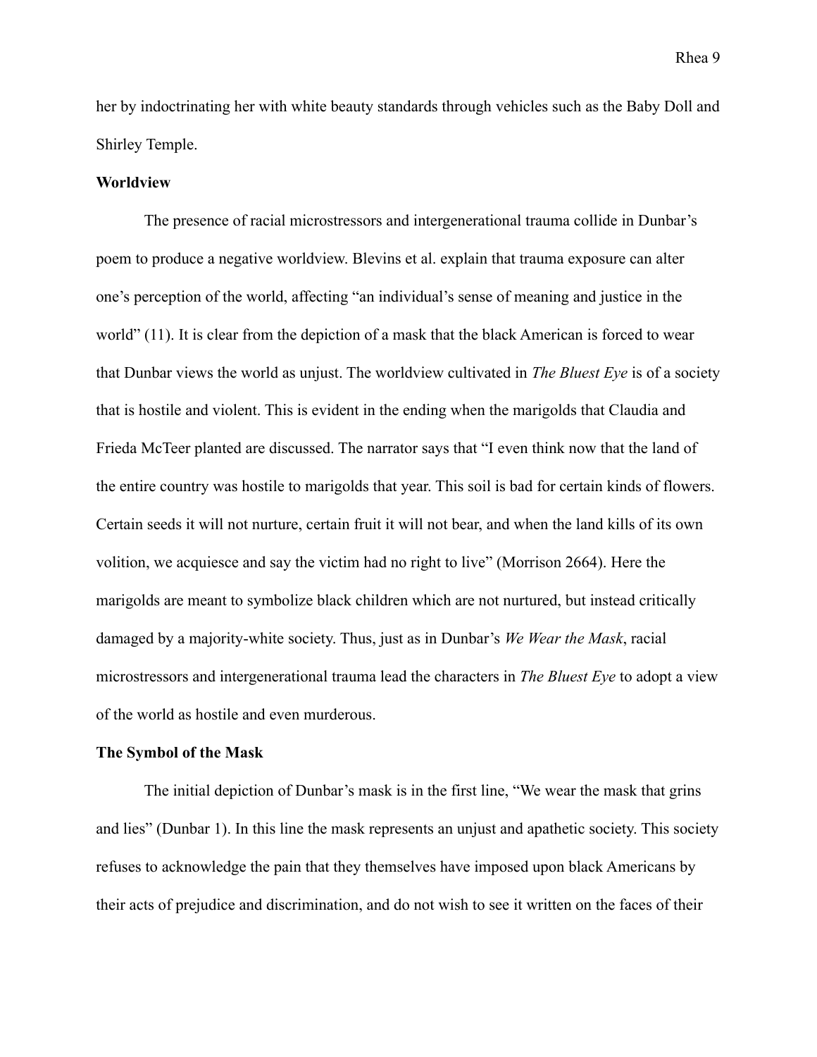her by indoctrinating her with white beauty standards through vehicles such as the Baby Doll and Shirley Temple.

**Worldview**

The presence of racial microstressors and intergenerational trauma collide in Dunbar's poem to produce a negative worldview. Blevins et al. explain that trauma exposure can alter one's perception of the world, affecting "an individual's sense of meaning and justice in the world" (11). It is clear from the depiction of a mask that the black American is forced to wear that Dunbar views the world as unjust. The worldview cultivated in *The Bluest Eye* is of a society that is hostile and violent. This is evident in the ending when the marigolds that Claudia and Frieda McTeer planted are discussed. The narrator says that "I even think now that the land of the entire country was hostile to marigolds that year. This soil is bad for certain kinds of flowers. Certain seeds it will not nurture, certain fruit it will not bear, and when the land kills of its own volition, we acquiesce and say the victim had no right to live" (Morrison 2664). Here the marigolds are meant to symbolize black children which are not nurtured, but instead critically damaged by a majority-white society. Thus, just as in Dunbar's *We Wear the Mask*, racial microstressors and intergenerational trauma lead the characters in *The Bluest Eye* to adopt a view of the world as hostile and even murderous.

**The Symbol of the Mask**

The initial depiction of Dunbar's mask is in the first line, "We wear the mask that grins and lies" (Dunbar 1). In this line the mask represents an unjust and apathetic society. This society refuses to acknowledge the pain that they themselves have imposed upon black Americans by their acts of prejudice and discrimination, and do not wish to see it written on the faces of their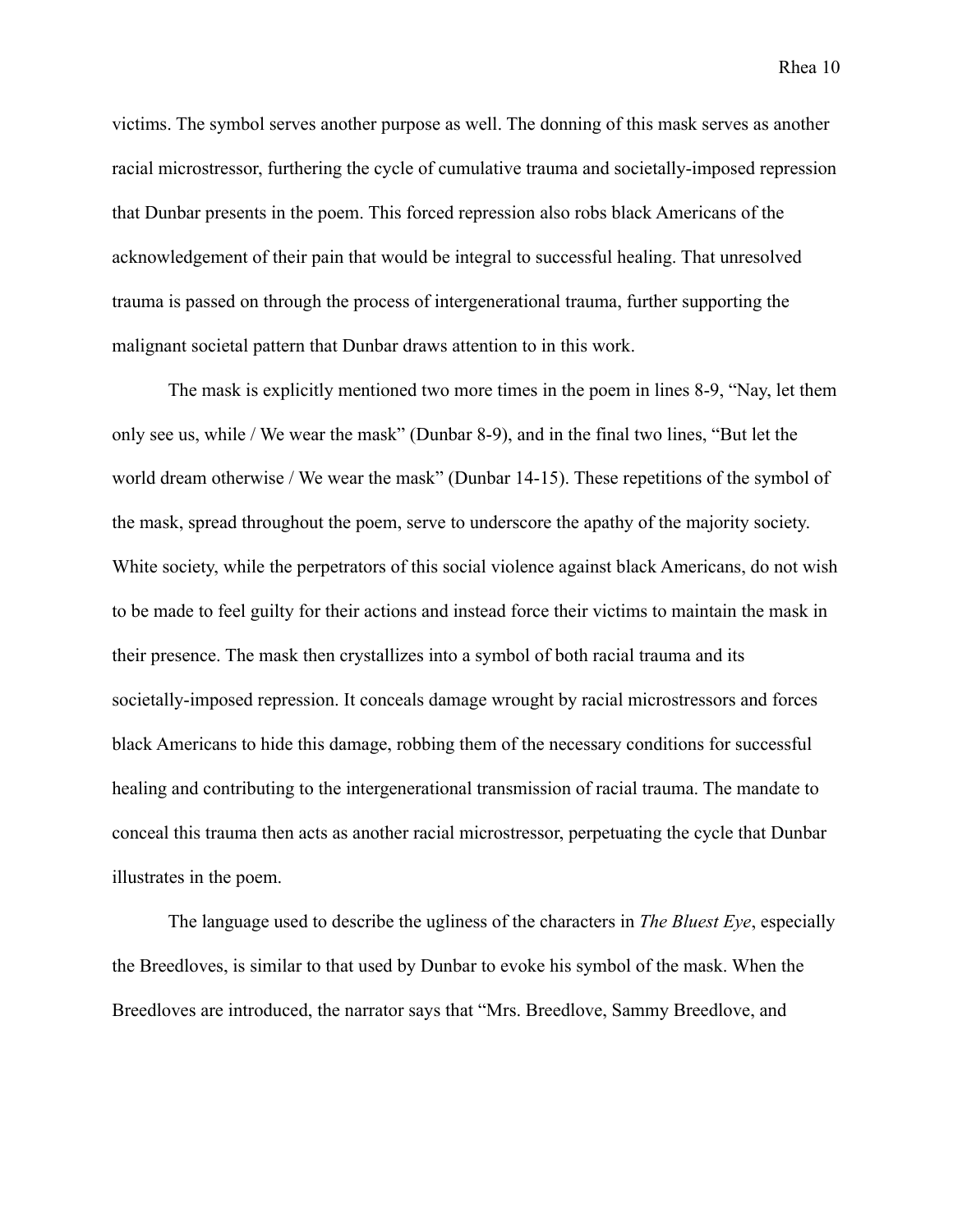victims. The symbol serves another purpose as well. The donning of this mask serves as another racial microstressor, furthering the cycle of cumulative trauma and societally-imposed repression that Dunbar presents in the poem. This forced repression also robs black Americans of the acknowledgement of their pain that would be integral to successful healing. That unresolved trauma is passed on through the process of intergenerational trauma, further supporting the malignant societal pattern that Dunbar draws attention to in this work.

The mask is explicitly mentioned two more times in the poem in lines 8-9, "Nay, let them only see us, while / We wear the mask" (Dunbar 8-9), and in the final two lines, "But let the world dream otherwise / We wear the mask" (Dunbar 14-15). These repetitions of the symbol of the mask, spread throughout the poem, serve to underscore the apathy of the majority society. White society, while the perpetrators of this social violence against black Americans, do not wish to be made to feel guilty for their actions and instead force their victims to maintain the mask in their presence. The mask then crystallizes into a symbol of both racial trauma and its societally-imposed repression. It conceals damage wrought by racial microstressors and forces black Americans to hide this damage, robbing them of the necessary conditions for successful healing and contributing to the intergenerational transmission of racial trauma. The mandate to conceal this trauma then acts as another racial microstressor, perpetuating the cycle that Dunbar illustrates in the poem.

The language used to describe the ugliness of the characters in *The Bluest Eye*, especially the Breedloves, is similar to that used by Dunbar to evoke his symbol of the mask. When the Breedloves are introduced, the narrator says that "Mrs. Breedlove, Sammy Breedlove, and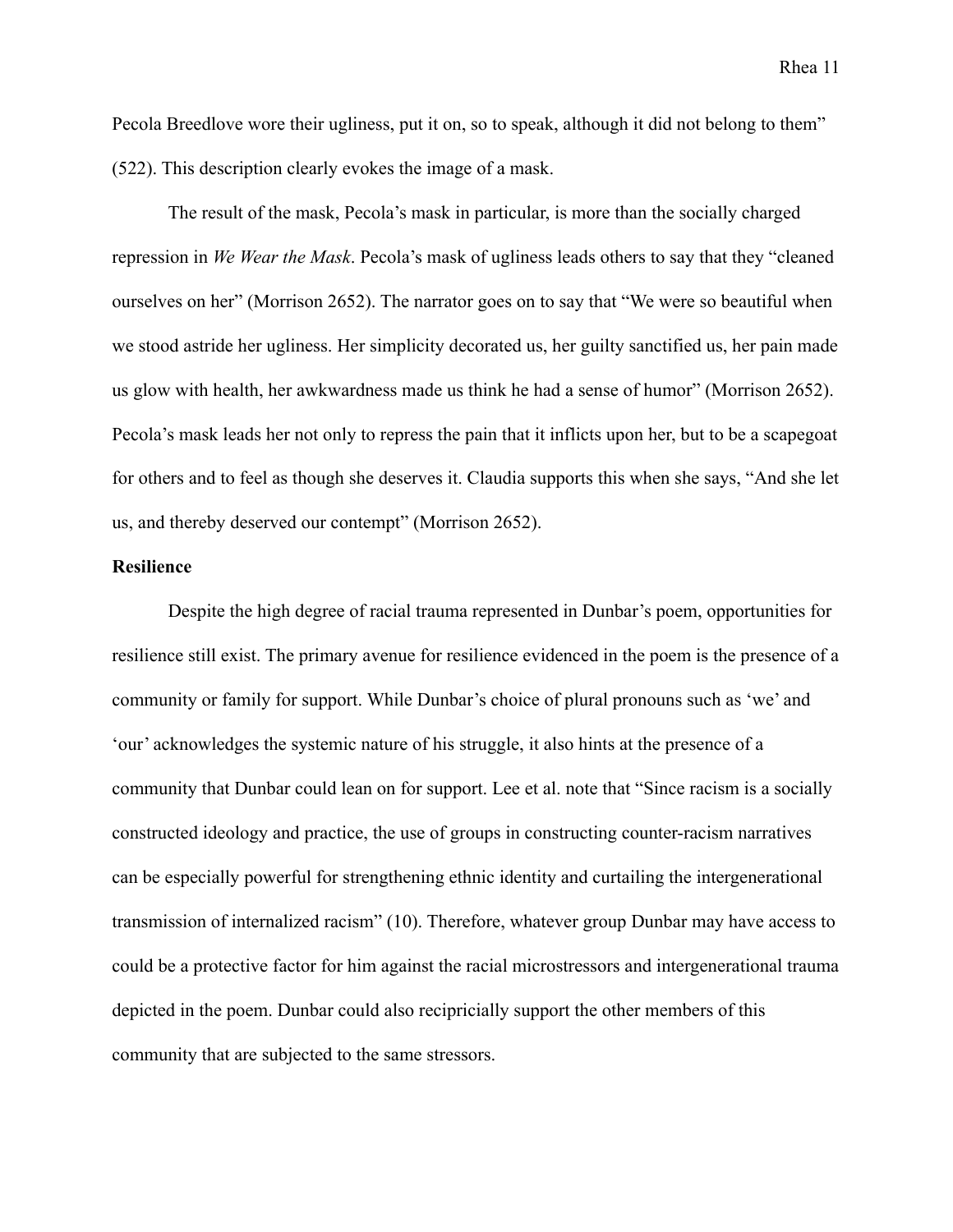Pecola Breedlove wore their ugliness, put it on, so to speak, although it did not belong to them" (522). This description clearly evokes the image of a mask.

The result of the mask, Pecola's mask in particular, is more than the socially charged repression in *We Wear the Mask*. Pecola's mask of ugliness leads others to say that they "cleaned ourselves on her" (Morrison 2652). The narrator goes on to say that "We were so beautiful when we stood astride her ugliness. Her simplicity decorated us, her guilty sanctified us, her pain made us glow with health, her awkwardness made us think he had a sense of humor" (Morrison 2652). Pecola's mask leads her not only to repress the pain that it inflicts upon her, but to be a scapegoat for others and to feel as though she deserves it. Claudia supports this when she says, "And she let us, and thereby deserved our contempt" (Morrison 2652).

**Resilience**

Despite the high degree of racial trauma represented in Dunbar's poem, opportunities for resilience still exist. The primary avenue for resilience evidenced in the poem is the presence of a community or family for support. While Dunbar's choice of plural pronouns such as 'we' and 'our' acknowledges the systemic nature of his struggle, it also hints at the presence of a community that Dunbar could lean on for support. Lee et al. note that "Since racism is a socially constructed ideology and practice, the use of groups in constructing counter-racism narratives can be especially powerful for strengthening ethnic identity and curtailing the intergenerational transmission of internalized racism" (10). Therefore, whatever group Dunbar may have access to could be a protective factor for him against the racial microstressors and intergenerational trauma depicted in the poem. Dunbar could also recipricially support the other members of this community that are subjected to the same stressors.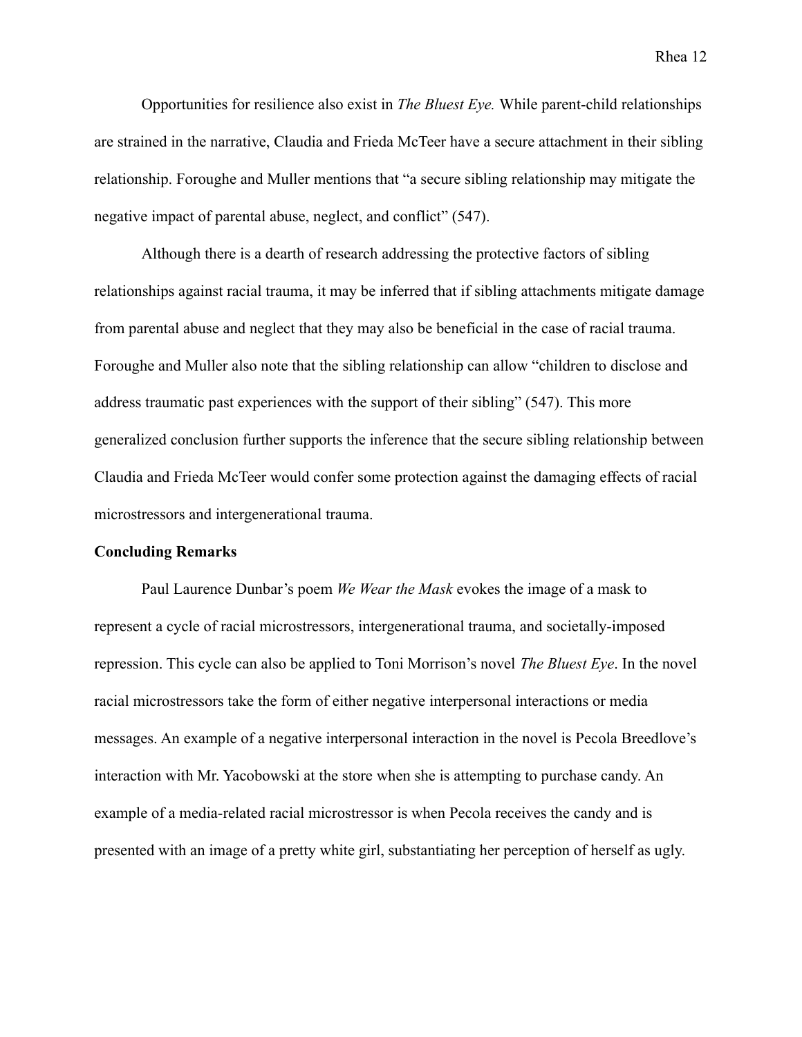Opportunities for resilience also exist in *The Bluest Eye.* While parent-child relationships are strained in the narrative, Claudia and Frieda McTeer have a secure attachment in their sibling relationship. Foroughe and Muller mentions that "a secure sibling relationship may mitigate the negative impact of parental abuse, neglect, and conflict" (547).

Although there is a dearth of research addressing the protective factors of sibling relationships against racial trauma, it may be inferred that if sibling attachments mitigate damage from parental abuse and neglect that they may also be beneficial in the case of racial trauma. Foroughe and Muller also note that the sibling relationship can allow "children to disclose and address traumatic past experiences with the support of their sibling" (547). This more generalized conclusion further supports the inference that the secure sibling relationship between Claudia and Frieda McTeer would confer some protection against the damaging effects of racial microstressors and intergenerational trauma.

**Concluding Remarks**

Paul Laurence Dunbar's poem *We Wear the Mask* evokes the image of a mask to represent a cycle of racial microstressors, intergenerational trauma, and societally-imposed repression. This cycle can also be applied to Toni Morrison's novel *The Bluest Eye*. In the novel racial microstressors take the form of either negative interpersonal interactions or media messages. An example of a negative interpersonal interaction in the novel is Pecola Breedlove's interaction with Mr. Yacobowski at the store when she is attempting to purchase candy. An example of a media-related racial microstressor is when Pecola receives the candy and is presented with an image of a pretty white girl, substantiating her perception of herself as ugly.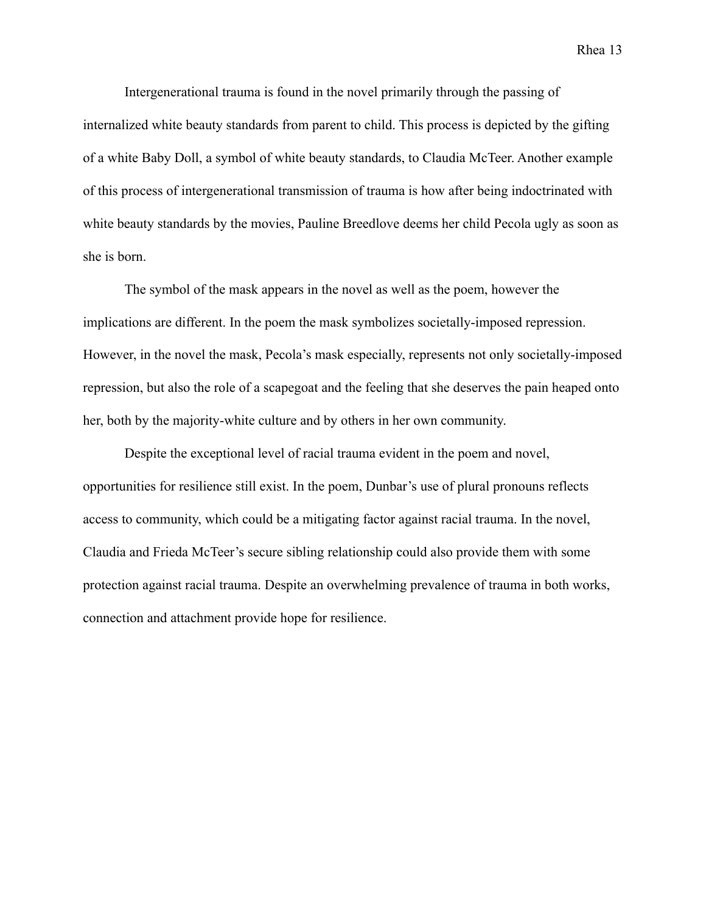Intergenerational trauma is found in the novel primarily through the passing of internalized white beauty standards from parent to child. This process is depicted by the gifting of a white Baby Doll, a symbol of white beauty standards, to Claudia McTeer. Another example of this process of intergenerational transmission of trauma is how after being indoctrinated with white beauty standards by the movies, Pauline Breedlove deems her child Pecola ugly as soon as she is born.

The symbol of the mask appears in the novel as well as the poem, however the implications are different. In the poem the mask symbolizes societally-imposed repression. However, in the novel the mask, Pecola's mask especially, represents not only societally-imposed repression, but also the role of a scapegoat and the feeling that she deserves the pain heaped onto her, both by the majority-white culture and by others in her own community.

Despite the exceptional level of racial trauma evident in the poem and novel, opportunities for resilience still exist. In the poem, Dunbar's use of plural pronouns reflects access to community, which could be a mitigating factor against racial trauma. In the novel, Claudia and Frieda McTeer's secure sibling relationship could also provide them with some protection against racial trauma. Despite an overwhelming prevalence of trauma in both works, connection and attachment provide hope for resilience.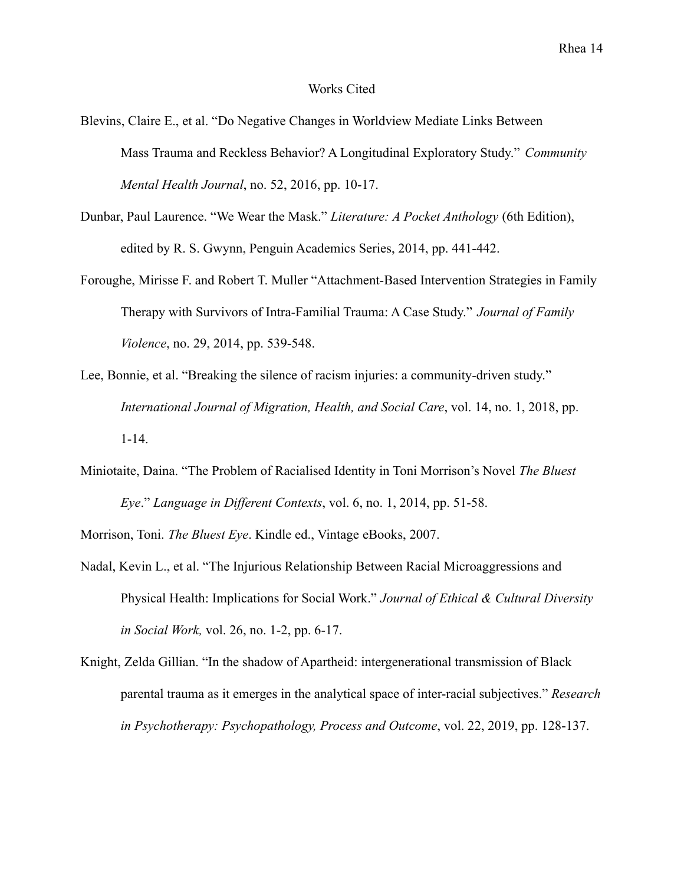# Works Cited

Blevins, Claire E., et al. "Do Negative Changes in Worldview Mediate Links Between Mass Trauma and Reckless Behavior? A Longitudinal Exploratory Study." *Community Mental Health Journal*, no. 52, 2016, pp. 10-17.

Dunbar, Paul Laurence. "We Wear the Mask." *Literature: A Pocket Anthology* (6th Edition), edited by R. S. Gwynn, Penguin Academics Series, 2014, pp. 441-442.

Foroughe, Mirisse F. and Robert T. Muller "Attachment-Based Intervention Strategies in Family Therapy with Survivors of Intra-Familial Trauma: A Case Study." *Journal of Family Violence*, no. 29, 2014, pp. 539-548.

Lee, Bonnie, et al. "Breaking the silence of racism injuries: a community-driven study." *International Journal of Migration, Health, and Social Care*, vol. 14, no. 1, 2018, pp. 1-14.

Miniotaite, Daina. "The Problem of Racialised Identity in Toni Morrison's Novel *The Bluest Eye*." *Language in Different Contexts*, vol. 6, no. 1, 2014, pp. 51-58.

Morrison, Toni. *The Bluest Eye*. Kindle ed., Vintage eBooks, 2007.

Nadal, Kevin L., et al. "The Injurious Relationship Between Racial Microaggressions and Physical Health: Implications for Social Work." *Journal of Ethical & Cultural Diversity in Social Work,* vol. 26, no. 1-2, pp. 6-17.

Knight, Zelda Gillian. "In the shadow of Apartheid: intergenerational transmission of Black parental trauma as it emerges in the analytical space of inter-racial subjectives." *Research in Psychotherapy: Psychopathology, Process and Outcome*, vol. 22, 2019, pp. 128-137.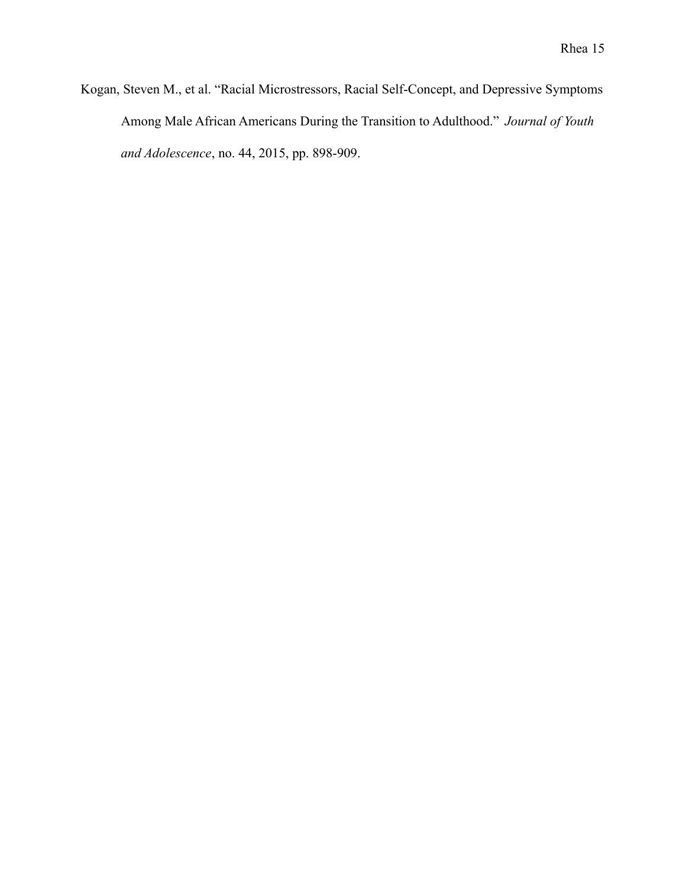Kogan, Steven M., et al. "Racial Microstressors, Racial Self-Concept, and Depressive Symptoms Among Male African Americans During the Transition to Adulthood." *Journal of Youth and Adolescence*, no. 44, 2015, pp. 898-909.